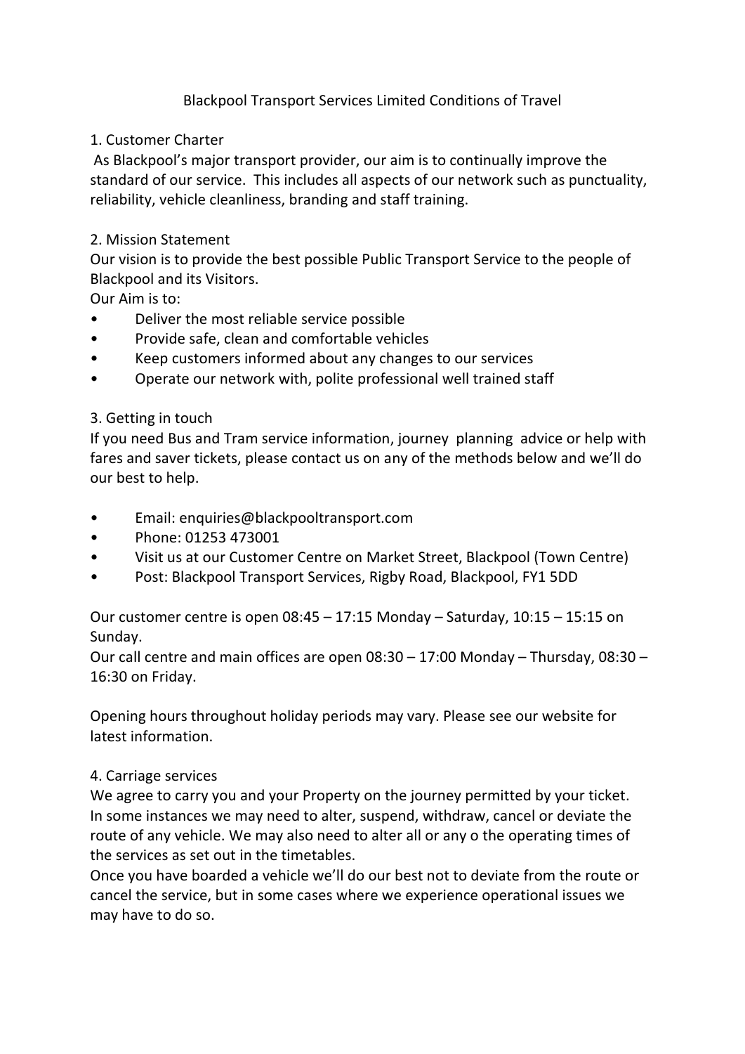# Blackpool Transport Services Limited Conditions of Travel

## 1. Customer Charter

As Blackpool's major transport provider, our aim is to continually improve the standard of our service. This includes all aspects of our network such as punctuality, reliability, vehicle cleanliness, branding and staff training.

## 2. Mission Statement

Our vision is to provide the best possible Public Transport Service to the people of Blackpool and its Visitors.

Our Aim is to:

- Deliver the most reliable service possible
- Provide safe, clean and comfortable vehicles
- Keep customers informed about any changes to our services
- Operate our network with, polite professional well trained staff

## 3. Getting in touch

If you need Bus and Tram service information, journey planning advice or help with fares and saver tickets, please contact us on any of the methods below and we'll do our best to help.

- Email: enquiries@blackpooltransport.com
- Phone: 01253 473001
- Visit us at our Customer Centre on Market Street, Blackpool (Town Centre)
- Post: Blackpool Transport Services, Rigby Road, Blackpool, FY1 5DD

Our customer centre is open 08:45 – 17:15 Monday – Saturday, 10:15 – 15:15 on Sunday.

Our call centre and main offices are open 08:30 – 17:00 Monday – Thursday, 08:30 – 16:30 on Friday.

Opening hours throughout holiday periods may vary. Please see our website for latest information.

## 4. Carriage services

We agree to carry you and your Property on the journey permitted by your ticket. In some instances we may need to alter, suspend, withdraw, cancel or deviate the route of any vehicle. We may also need to alter all or any o the operating times of the services as set out in the timetables.

Once you have boarded a vehicle we'll do our best not to deviate from the route or cancel the service, but in some cases where we experience operational issues we may have to do so.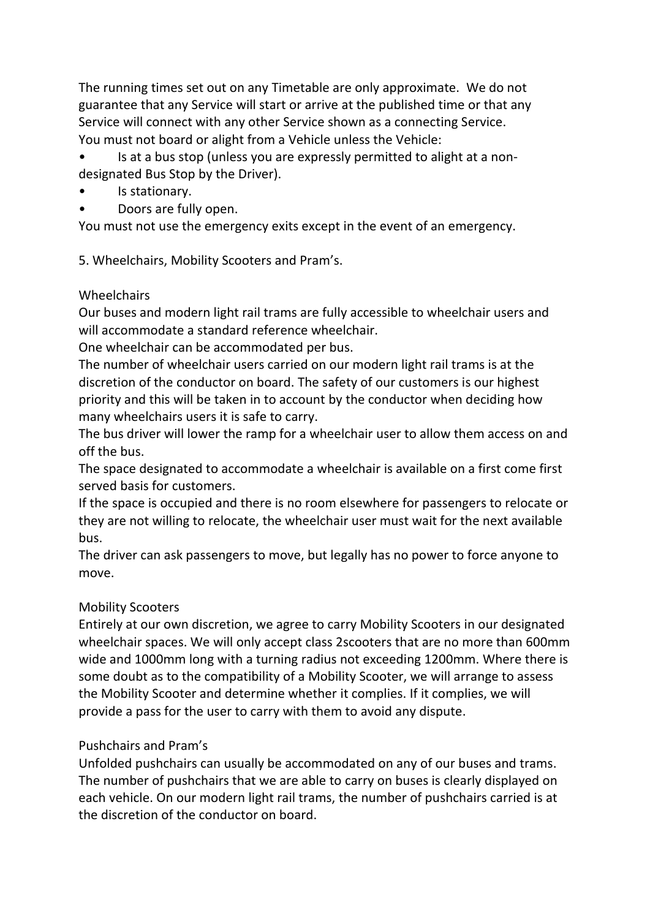The running times set out on any Timetable are only approximate. We do not guarantee that any Service will start or arrive at the published time or that any Service will connect with any other Service shown as a connecting Service.

You must not board or alight from a Vehicle unless the Vehicle:

- Is at a bus stop (unless you are expressly permitted to alight at a non-designated Bus Stop by the Driver).
- Is stationary.
- Doors are fully open.

You must not use the emergency exits except in the event of an emergency.

## 5. Wheelchairs, Mobility Scooters and Pram's.

### Wheelchairs

Our buses and modern light rail trams are fully accessible to wheelchair users and will accommodate a standard reference wheelchair.

One wheelchair can be accommodated per bus.

The number of wheelchair users carried on our modern light rail trams is at the discretion of the conductor on board. The safety of our customers is our highest priority and this will be taken in to account by the conductor when deciding how many wheelchairs users it is safe to carry.

The bus driver will lower the ramp for a wheelchair user to allow them access on and off the bus.

The space designated to accommodate a wheelchair is available on a first come first served basis for customers.

If the space is occupied and there is no room elsewhere for passengers to relocate or they are not willing to relocate, the wheelchair user must wait for the next available bus.

The driver can ask passengers to move, but legally has no power to force anyone to move.

### Mobility Scooters

Entirely at our own discretion, we agree to carry Mobility Scooters in our designated wheelchair spaces. We will only accept class 2scooters that are no more than 600mm wide and 1000mm long with a turning radius not exceeding 1200mm. Where there is some doubt as to the compatibility of a Mobility Scooter, we will arrange to assess the Mobility Scooter and determine whether it complies. If it complies, we will provide a pass for the user to carry with them to avoid any dispute.

### Pushchairs and Pram's

Unfolded pushchairs can usually be accommodated on any of our buses and trams. The number of pushchairs that we are able to carry on buses is clearly displayed on each vehicle. On our modern light rail trams, the number of pushchairs carried is at the discretion of the conductor on board.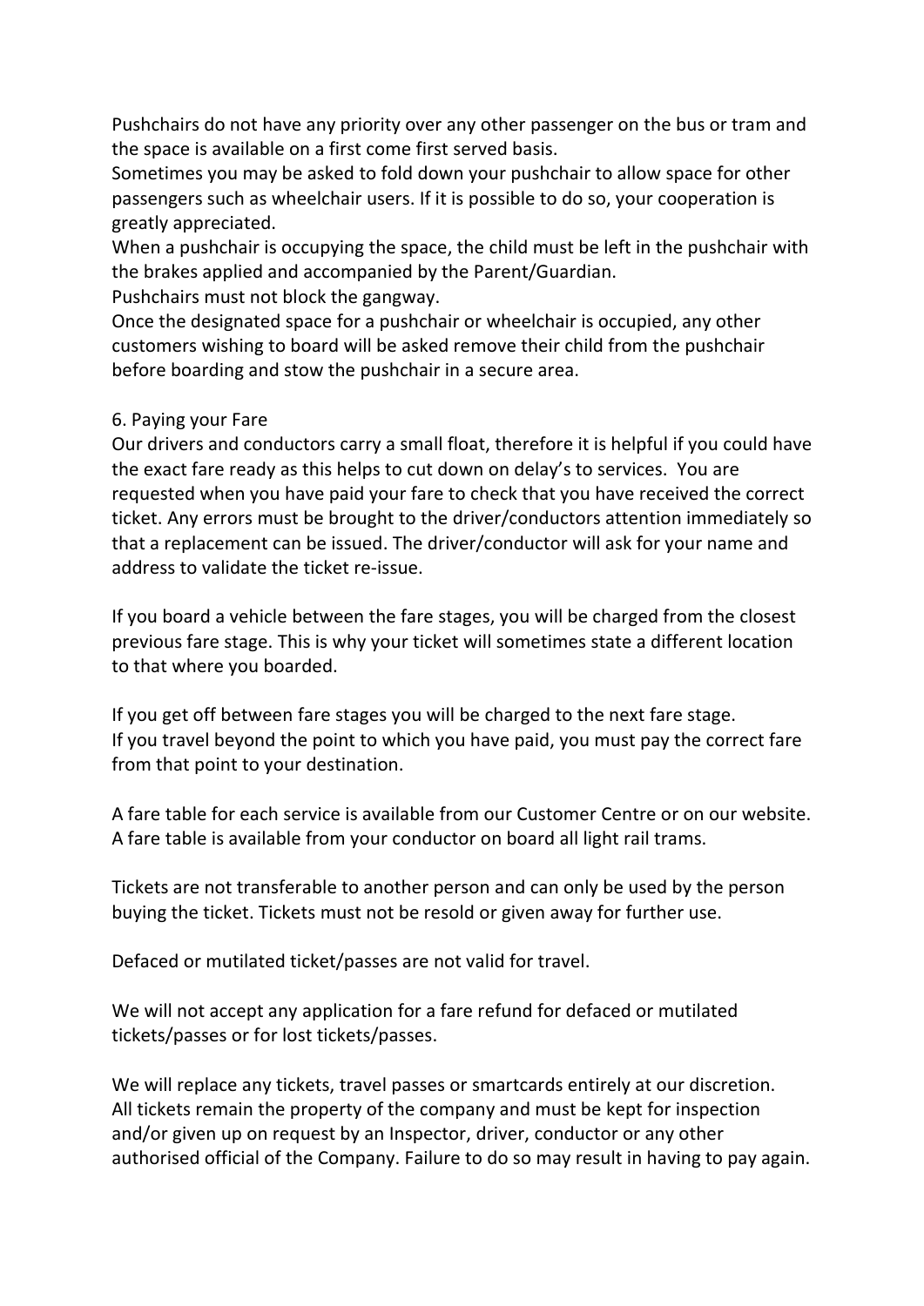Pushchairs do not have any priority over any other passenger on the bus or tram and the space is available on a first come first served basis.
Sometimes you may be asked to fold down your pushchair to allow space for other passengers such as wheelchair users. If it is possible to do so, your cooperation is greatly appreciated.
When a pushchair is occupying the space, the child must be left in the pushchair with the brakes applied and accompanied by the Parent/Guardian.
Pushchairs must not block the gangway.
Once the designated space for a pushchair or wheelchair is occupied, any other customers wishing to board will be asked remove their child from the pushchair before boarding and stow the pushchair in a secure area.

## 6. Paying your Fare

Our drivers and conductors carry a small float, therefore it is helpful if you could have the exact fare ready as this helps to cut down on delay's to services. You are requested when you have paid your fare to check that you have received the correct ticket. Any errors must be brought to the driver/conductors attention immediately so that a replacement can be issued. The driver/conductor will ask for your name and address to validate the ticket re-issue.

If you board a vehicle between the fare stages, you will be charged from the closest previous fare stage. This is why your ticket will sometimes state a different location to that where you boarded.

If you get off between fare stages you will be charged to the next fare stage.
If you travel beyond the point to which you have paid, you must pay the correct fare from that point to your destination.

A fare table for each service is available from our Customer Centre or on our website.
A fare table is available from your conductor on board all light rail trams.

Tickets are not transferable to another person and can only be used by the person buying the ticket. Tickets must not be resold or given away for further use.

Defaced or mutilated ticket/passes are not valid for travel.

We will not accept any application for a fare refund for defaced or mutilated tickets/passes or for lost tickets/passes.

We will replace any tickets, travel passes or smartcards entirely at our discretion.
All tickets remain the property of the company and must be kept for inspection and/or given up on request by an Inspector, driver, conductor or any other authorised official of the Company. Failure to do so may result in having to pay again.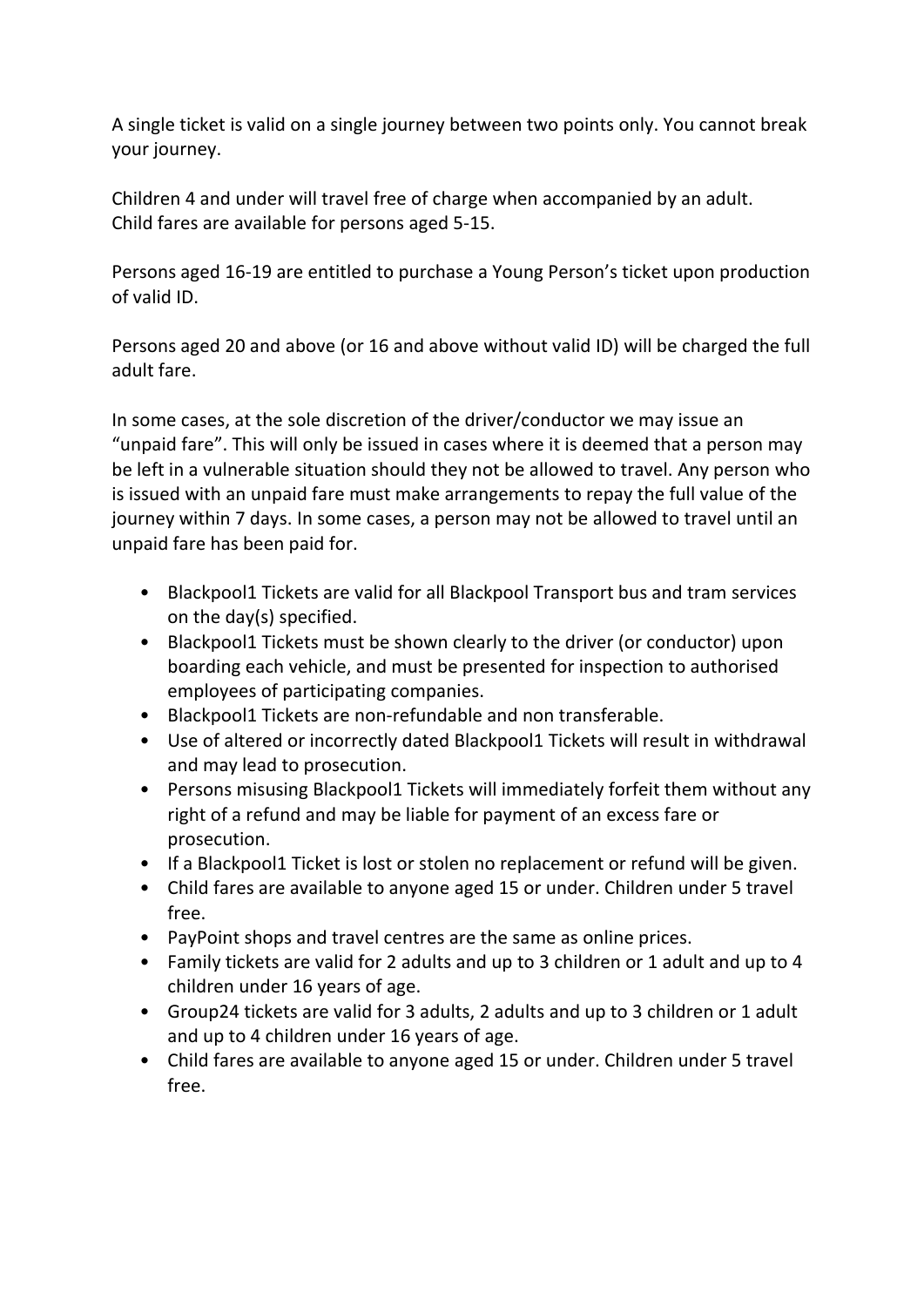A single ticket is valid on a single journey between two points only. You cannot break your journey.

Children 4 and under will travel free of charge when accompanied by an adult.
Child fares are available for persons aged 5-15.

Persons aged 16-19 are entitled to purchase a Young Person's ticket upon production of valid ID.

Persons aged 20 and above (or 16 and above without valid ID) will be charged the full adult fare.

In some cases, at the sole discretion of the driver/conductor we may issue an "unpaid fare". This will only be issued in cases where it is deemed that a person may be left in a vulnerable situation should they not be allowed to travel. Any person who is issued with an unpaid fare must make arrangements to repay the full value of the journey within 7 days. In some cases, a person may not be allowed to travel until an unpaid fare has been paid for.

- Blackpool1 Tickets are valid for all Blackpool Transport bus and tram services on the day(s) specified.
- Blackpool1 Tickets must be shown clearly to the driver (or conductor) upon boarding each vehicle, and must be presented for inspection to authorised employees of participating companies.
- Blackpool1 Tickets are non-refundable and non transferable.
- Use of altered or incorrectly dated Blackpool1 Tickets will result in withdrawal and may lead to prosecution.
- Persons misusing Blackpool1 Tickets will immediately forfeit them without any right of a refund and may be liable for payment of an excess fare or prosecution.
- If a Blackpool1 Ticket is lost or stolen no replacement or refund will be given.
- Child fares are available to anyone aged 15 or under. Children under 5 travel free.
- PayPoint shops and travel centres are the same as online prices.
- Family tickets are valid for 2 adults and up to 3 children or 1 adult and up to 4 children under 16 years of age.
- Group24 tickets are valid for 3 adults, 2 adults and up to 3 children or 1 adult and up to 4 children under 16 years of age.
- Child fares are available to anyone aged 15 or under. Children under 5 travel free.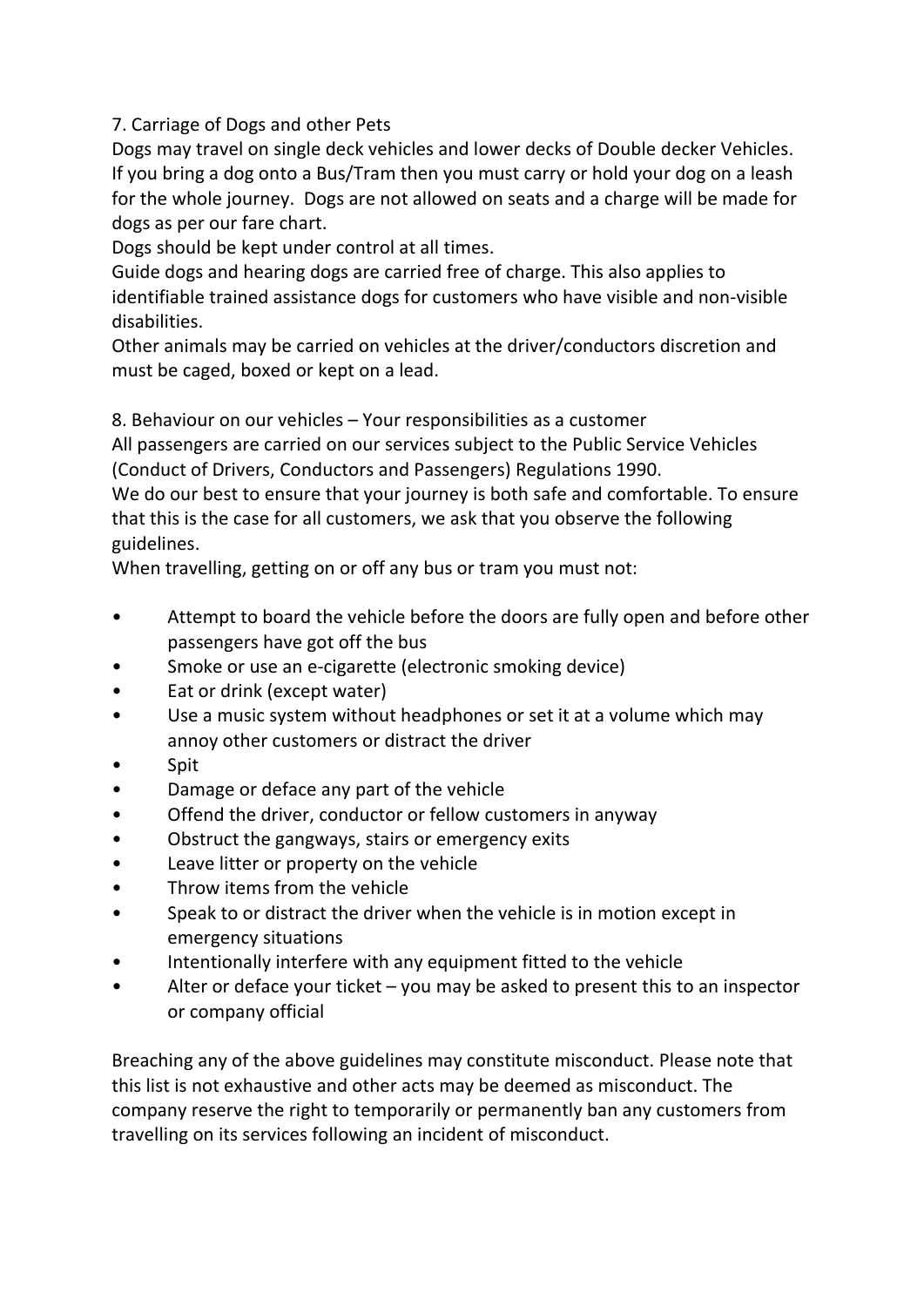## 7. Carriage of Dogs and other Pets

Dogs may travel on single deck vehicles and lower decks of Double decker Vehicles. If you bring a dog onto a Bus/Tram then you must carry or hold your dog on a leash for the whole journey. Dogs are not allowed on seats and a charge will be made for dogs as per our fare chart.

Dogs should be kept under control at all times.

Guide dogs and hearing dogs are carried free of charge. This also applies to identifiable trained assistance dogs for customers who have visible and non-visible disabilities.

Other animals may be carried on vehicles at the driver/conductors discretion and must be caged, boxed or kept on a lead.

## 8. Behaviour on our vehicles – Your responsibilities as a customer

All passengers are carried on our services subject to the Public Service Vehicles (Conduct of Drivers, Conductors and Passengers) Regulations 1990.

We do our best to ensure that your journey is both safe and comfortable. To ensure that this is the case for all customers, we ask that you observe the following guidelines.

When travelling, getting on or off any bus or tram you must not:

- Attempt to board the vehicle before the doors are fully open and before other passengers have got off the bus
- Smoke or use an e-cigarette (electronic smoking device)
- Eat or drink (except water)
- Use a music system without headphones or set it at a volume which may annoy other customers or distract the driver
- Spit
- Damage or deface any part of the vehicle
- Offend the driver, conductor or fellow customers in anyway
- Obstruct the gangways, stairs or emergency exits
- Leave litter or property on the vehicle
- Throw items from the vehicle
- Speak to or distract the driver when the vehicle is in motion except in emergency situations
- Intentionally interfere with any equipment fitted to the vehicle
- Alter or deface your ticket – you may be asked to present this to an inspector or company official

Breaching any of the above guidelines may constitute misconduct. Please note that this list is not exhaustive and other acts may be deemed as misconduct. The company reserve the right to temporarily or permanently ban any customers from travelling on its services following an incident of misconduct.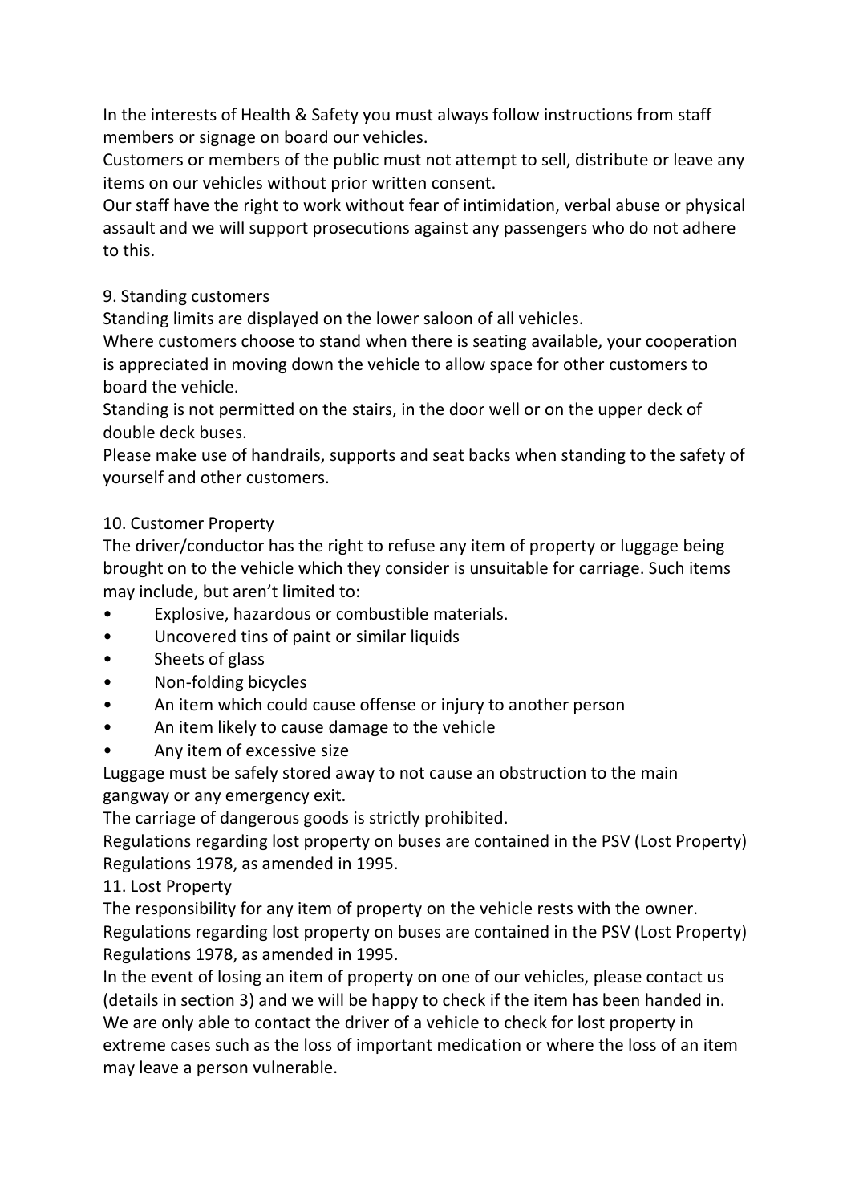In the interests of Health & Safety you must always follow instructions from staff members or signage on board our vehicles.

Customers or members of the public must not attempt to sell, distribute or leave any items on our vehicles without prior written consent.

Our staff have the right to work without fear of intimidation, verbal abuse or physical assault and we will support prosecutions against any passengers who do not adhere to this.

## 9. Standing customers

Standing limits are displayed on the lower saloon of all vehicles.

Where customers choose to stand when there is seating available, your cooperation is appreciated in moving down the vehicle to allow space for other customers to board the vehicle.

Standing is not permitted on the stairs, in the door well or on the upper deck of double deck buses.

Please make use of handrails, supports and seat backs when standing to the safety of yourself and other customers.

## 10. Customer Property

The driver/conductor has the right to refuse any item of property or luggage being brought on to the vehicle which they consider is unsuitable for carriage. Such items may include, but aren't limited to:

- Explosive, hazardous or combustible materials.
- Uncovered tins of paint or similar liquids
- Sheets of glass
- Non-folding bicycles
- An item which could cause offense or injury to another person
- An item likely to cause damage to the vehicle
- Any item of excessive size

Luggage must be safely stored away to not cause an obstruction to the main gangway or any emergency exit.

The carriage of dangerous goods is strictly prohibited.

Regulations regarding lost property on buses are contained in the PSV (Lost Property) Regulations 1978, as amended in 1995.

## 11. Lost Property

The responsibility for any item of property on the vehicle rests with the owner.

Regulations regarding lost property on buses are contained in the PSV (Lost Property) Regulations 1978, as amended in 1995.

In the event of losing an item of property on one of our vehicles, please contact us (details in section 3) and we will be happy to check if the item has been handed in. We are only able to contact the driver of a vehicle to check for lost property in extreme cases such as the loss of important medication or where the loss of an item may leave a person vulnerable.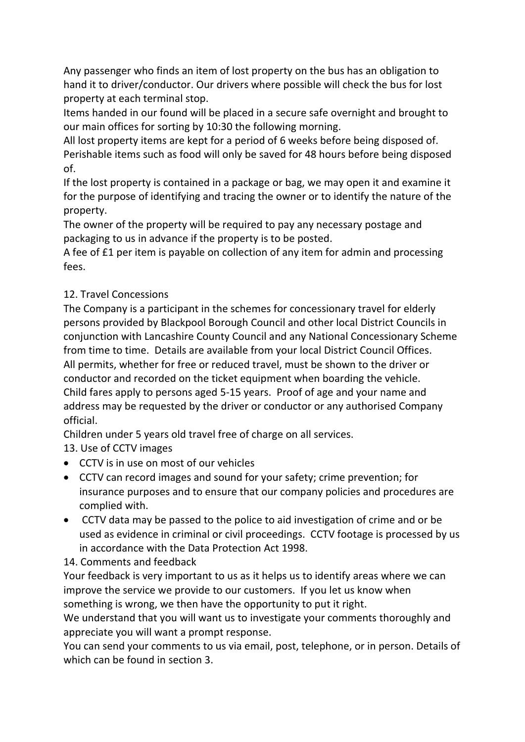Any passenger who finds an item of lost property on the bus has an obligation to hand it to driver/conductor. Our drivers where possible will check the bus for lost property at each terminal stop.

Items handed in our found will be placed in a secure safe overnight and brought to our main offices for sorting by 10:30 the following morning.

All lost property items are kept for a period of 6 weeks before being disposed of. Perishable items such as food will only be saved for 48 hours before being disposed of.

If the lost property is contained in a package or bag, we may open it and examine it for the purpose of identifying and tracing the owner or to identify the nature of the property.

The owner of the property will be required to pay any necessary postage and packaging to us in advance if the property is to be posted.

A fee of £1 per item is payable on collection of any item for admin and processing fees.

## 12. Travel Concessions

The Company is a participant in the schemes for concessionary travel for elderly persons provided by Blackpool Borough Council and other local District Councils in conjunction with Lancashire County Council and any National Concessionary Scheme from time to time. Details are available from your local District Council Offices.

All permits, whether for free or reduced travel, must be shown to the driver or conductor and recorded on the ticket equipment when boarding the vehicle.

Child fares apply to persons aged 5-15 years. Proof of age and your name and address may be requested by the driver or conductor or any authorised Company official.

Children under 5 years old travel free of charge on all services.

## 13. Use of CCTV images

- CCTV is in use on most of our vehicles
- CCTV can record images and sound for your safety; crime prevention; for insurance purposes and to ensure that our company policies and procedures are complied with.
- CCTV data may be passed to the police to aid investigation of crime and or be used as evidence in criminal or civil proceedings. CCTV footage is processed by us in accordance with the Data Protection Act 1998.

## 14. Comments and feedback

Your feedback is very important to us as it helps us to identify areas where we can improve the service we provide to our customers. If you let us know when something is wrong, we then have the opportunity to put it right.

We understand that you will want us to investigate your comments thoroughly and appreciate you will want a prompt response.

You can send your comments to us via email, post, telephone, or in person. Details of which can be found in section 3.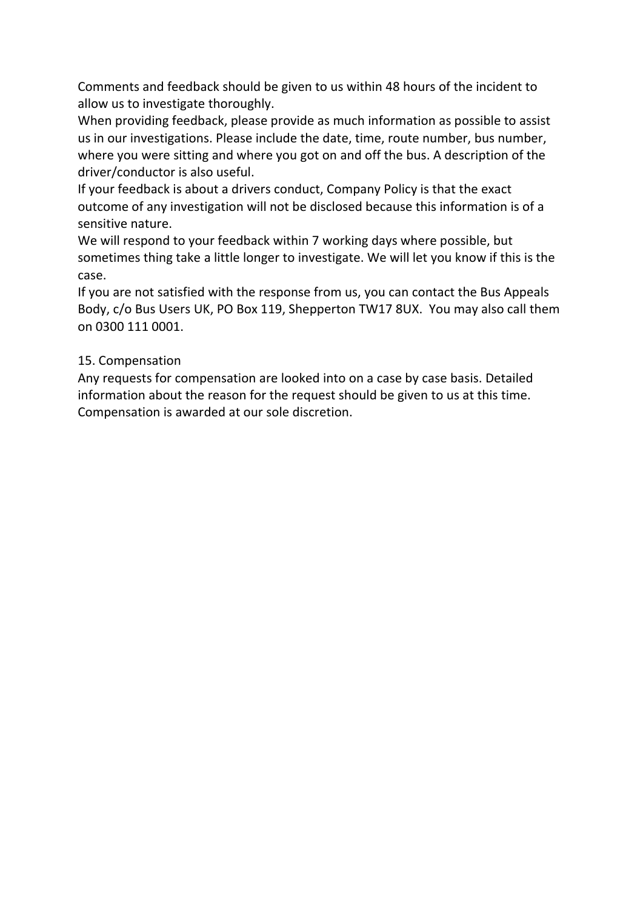Comments and feedback should be given to us within 48 hours of the incident to allow us to investigate thoroughly.

When providing feedback, please provide as much information as possible to assist us in our investigations. Please include the date, time, route number, bus number, where you were sitting and where you got on and off the bus. A description of the driver/conductor is also useful.

If your feedback is about a drivers conduct, Company Policy is that the exact outcome of any investigation will not be disclosed because this information is of a sensitive nature.

We will respond to your feedback within 7 working days where possible, but sometimes thing take a little longer to investigate. We will let you know if this is the case.

If you are not satisfied with the response from us, you can contact the Bus Appeals Body, c/o Bus Users UK, PO Box 119, Shepperton TW17 8UX. You may also call them on 0300 111 0001.

## 15. Compensation

Any requests for compensation are looked into on a case by case basis. Detailed information about the reason for the request should be given to us at this time. Compensation is awarded at our sole discretion.